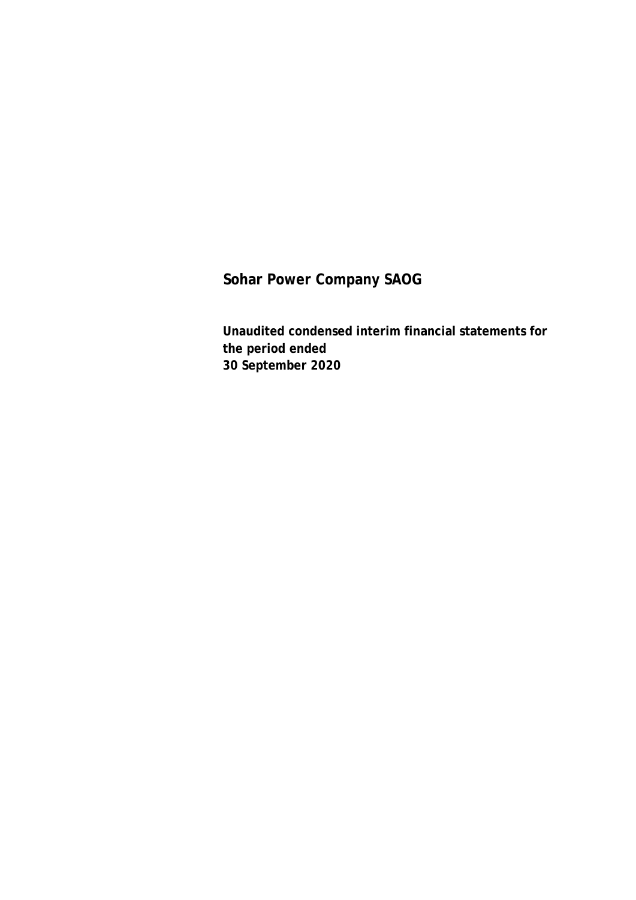# Sohar Power Company SAOG

**Unaudited condensed interim financial statements for the period ended 30 September 2020**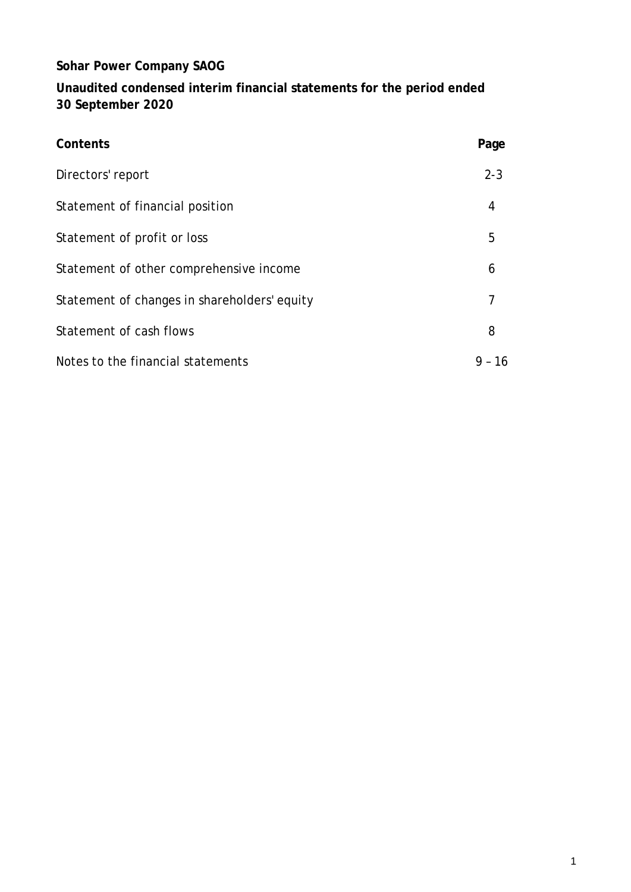**Sohar Power Company SAOG**

**Unaudited condensed interim financial statements for the period ended 30 September 2020**

| Contents | Page |
|---|---|
| Directors' report | 2-3 |
| Statement of financial position | 4 |
| Statement of profit or loss | 5 |
| Statement of other comprehensive income | 6 |
| Statement of changes in shareholders' equity | 7 |
| Statement of cash flows | 8 |
| Notes to the financial statements | 9 – 16 |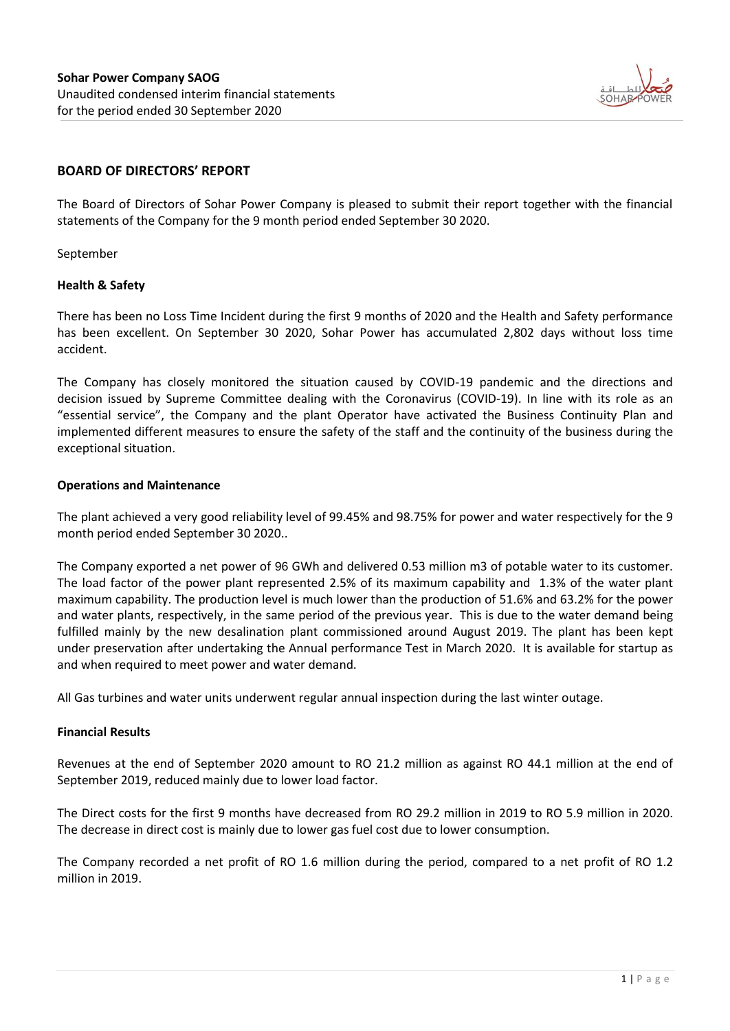## BOARD OF DIRECTORS' REPORT

The Board of Directors of Sohar Power Company is pleased to submit their report together with the financial statements of the Company for the 9 month period ended September 30 2020.

September

### Health & Safety

There has been no Loss Time Incident during the first 9 months of 2020 and the Health and Safety performance has been excellent. On September 30 2020, Sohar Power has accumulated 2,802 days without loss time accident.

The Company has closely monitored the situation caused by COVID-19 pandemic and the directions and decision issued by Supreme Committee dealing with the Coronavirus (COVID-19). In line with its role as an "essential service", the Company and the plant Operator have activated the Business Continuity Plan and implemented different measures to ensure the safety of the staff and the continuity of the business during the exceptional situation.

### Operations and Maintenance

The plant achieved a very good reliability level of 99.45% and 98.75% for power and water respectively for the 9 month period ended September 30 2020..

The Company exported a net power of 96 GWh and delivered 0.53 million m3 of potable water to its customer. The load factor of the power plant represented 2.5% of its maximum capability and 1.3% of the water plant maximum capability. The production level is much lower than the production of 51.6% and 63.2% for the power and water plants, respectively, in the same period of the previous year. This is due to the water demand being fulfilled mainly by the new desalination plant commissioned around August 2019. The plant has been kept under preservation after undertaking the Annual performance Test in March 2020. It is available for startup as and when required to meet power and water demand.

All Gas turbines and water units underwent regular annual inspection during the last winter outage.

### Financial Results

Revenues at the end of September 2020 amount to RO 21.2 million as against RO 44.1 million at the end of September 2019, reduced mainly due to lower load factor.

The Direct costs for the first 9 months have decreased from RO 29.2 million in 2019 to RO 5.9 million in 2020. The decrease in direct cost is mainly due to lower gas fuel cost due to lower consumption.

The Company recorded a net profit of RO 1.6 million during the period, compared to a net profit of RO 1.2 million in 2019.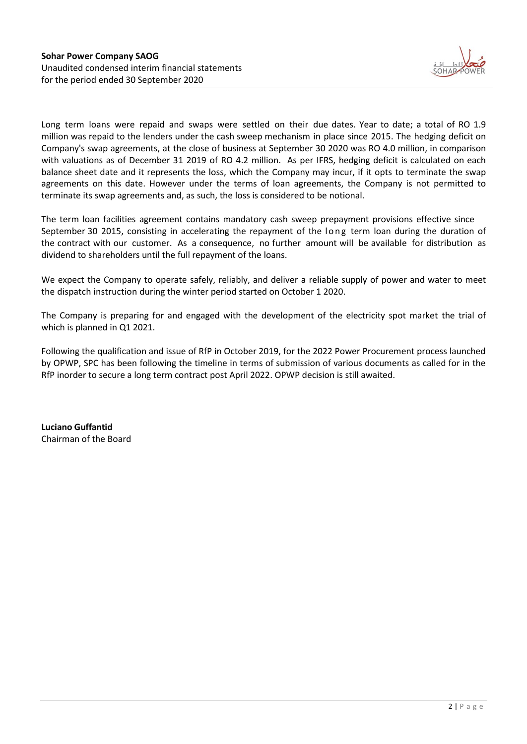Long term loans were repaid and swaps were settled on their due dates. Year to date; a total of RO 1.9 million was repaid to the lenders under the cash sweep mechanism in place since 2015. The hedging deficit on Company's swap agreements, at the close of business at September 30 2020 was RO 4.0 million, in comparison with valuations as of December 31 2019 of RO 4.2 million. As per IFRS, hedging deficit is calculated on each balance sheet date and it represents the loss, which the Company may incur, if it opts to terminate the swap agreements on this date. However under the terms of loan agreements, the Company is not permitted to terminate its swap agreements and, as such, the loss is considered to be notional.

The term loan facilities agreement contains mandatory cash sweep prepayment provisions effective since September 30 2015, consisting in accelerating the repayment of the long term loan during the duration of the contract with our customer. As a consequence, no further amount will be available for distribution as dividend to shareholders until the full repayment of the loans.

We expect the Company to operate safely, reliably, and deliver a reliable supply of power and water to meet the dispatch instruction during the winter period started on October 1 2020.

The Company is preparing for and engaged with the development of the electricity spot market the trial of which is planned in Q1 2021.

Following the qualification and issue of RfP in October 2019, for the 2022 Power Procurement process launched by OPWP, SPC has been following the timeline in terms of submission of various documents as called for in the RfP inorder to secure a long term contract post April 2022. OPWP decision is still awaited.

**Luciano Guffantid**
Chairman of the Board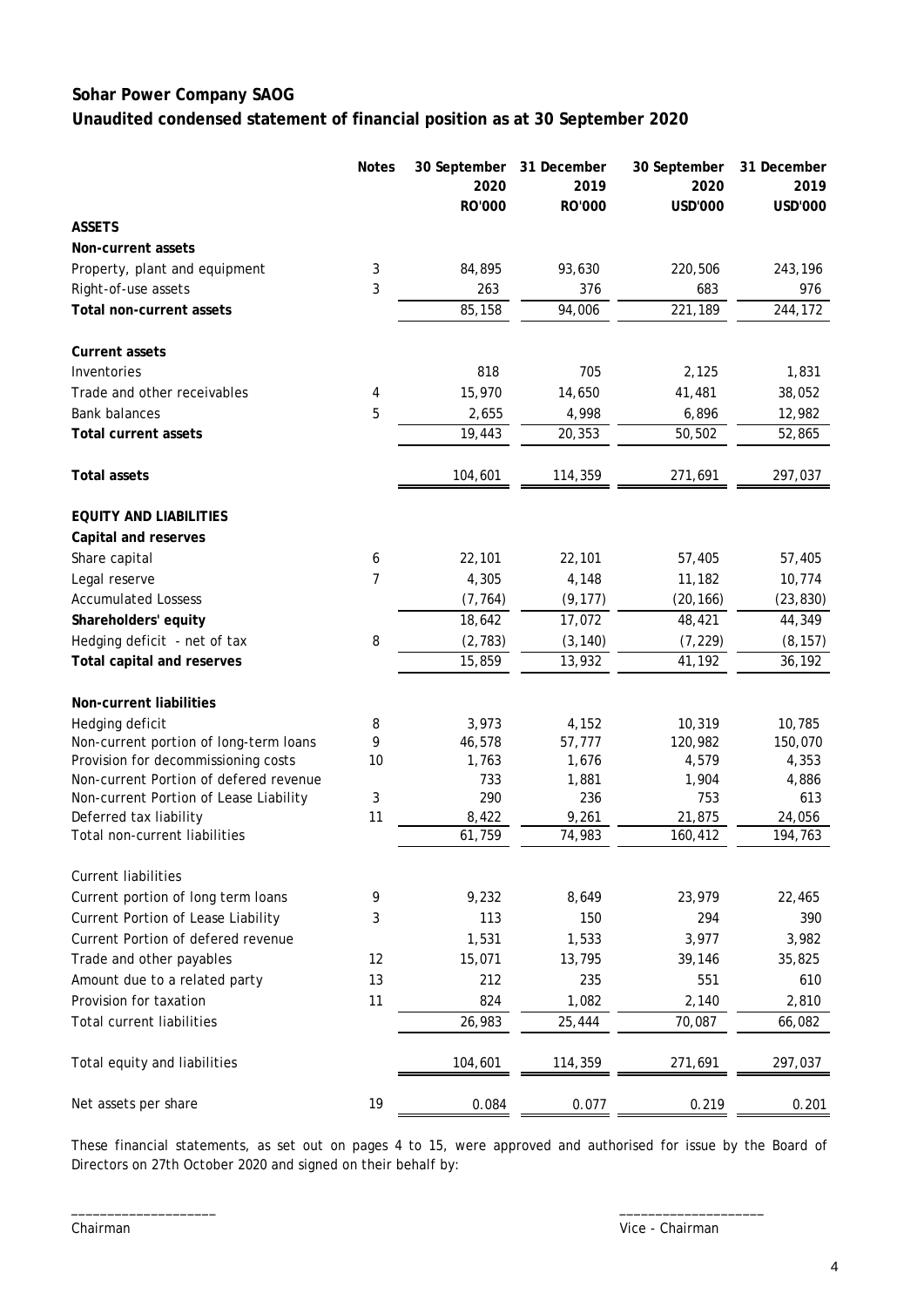# Sohar Power Company SAOG

## Unaudited condensed statement of financial position as at 30 September 2020

| | Notes | 30 September 2020 RO'000 | 31 December 2019 RO'000 | 30 September 2020 USD'000 | 31 December 2019 USD'000 |
|---|---|---|---|---|---|
| **ASSETS** | | | | | |
| **Non-current assets** | | | | | |
| Property, plant and equipment | 3 | 84,895 | 93,630 | 220,506 | 243,196 |
| Right-of-use assets | 3 | 263 | 376 | 683 | 976 |
| **Total non-current assets** | | 85,158 | 94,006 | 221,189 | 244,172 |
| **Current assets** | | | | | |
| Inventories | | 818 | 705 | 2,125 | 1,831 |
| Trade and other receivables | 4 | 15,970 | 14,650 | 41,481 | 38,052 |
| Bank balances | 5 | 2,655 | 4,998 | 6,896 | 12,982 |
| **Total current assets** | | 19,443 | 20,353 | 50,502 | 52,865 |
| **Total assets** | | 104,601 | 114,359 | 271,691 | 297,037 |
| **EQUITY AND LIABILITIES** | | | | | |
| **Capital and reserves** | | | | | |
| Share capital | 6 | 22,101 | 22,101 | 57,405 | 57,405 |
| Legal reserve | 7 | 4,305 | 4,148 | 11,182 | 10,774 |
| Accumulated Lossess | | (7,764) | (9,177) | (20,166) | (23,830) |
| **Shareholders' equity** | | 18,642 | 17,072 | 48,421 | 44,349 |
| Hedging deficit - net of tax | 8 | (2,783) | (3,140) | (7,229) | (8,157) |
| **Total capital and reserves** | | 15,859 | 13,932 | 41,192 | 36,192 |
| **Non-current liabilities** | | | | | |
| Hedging deficit | 8 | 3,973 | 4,152 | 10,319 | 10,785 |
| Non-current portion of long-term loans | 9 | 46,578 | 57,777 | 120,982 | 150,070 |
| Provision for decommissioning costs | 10 | 1,763 | 1,676 | 4,579 | 4,353 |
| Non-current Portion of defered revenue | | 733 | 1,881 | 1,904 | 4,886 |
| Non-current Portion of Lease Liability | 3 | 290 | 236 | 753 | 613 |
| Deferred tax liability | 11 | 8,422 | 9,261 | 21,875 | 24,056 |
| Total non-current liabilities | | 61,759 | 74,983 | 160,412 | 194,763 |
| Current liabilities | | | | | |
| Current portion of long term loans | 9 | 9,232 | 8,649 | 23,979 | 22,465 |
| Current Portion of Lease Liability | 3 | 113 | 150 | 294 | 390 |
| Current Portion of defered revenue | | 1,531 | 1,533 | 3,977 | 3,982 |
| Trade and other payables | 12 | 15,071 | 13,795 | 39,146 | 35,825 |
| Amount due to a related party | 13 | 212 | 235 | 551 | 610 |
| Provision for taxation | 11 | 824 | 1,082 | 2,140 | 2,810 |
| Total current liabilities | | 26,983 | 25,444 | 70,087 | 66,082 |
| Total equity and liabilities | | 104,601 | 114,359 | 271,691 | 297,037 |
| Net assets per share | 19 | 0.084 | 0.077 | 0.219 | 0.201 |

These financial statements, as set out on pages 4 to 15, were approved and authorised for issue by the Board of Directors on 27th October 2020 and signed on their behalf by:

\_\_\_\_\_\_\_\_\_\_\_\_\_\_\_\_\_\_\_\_ \_\_\_\_\_\_\_\_\_\_\_\_\_\_\_\_\_\_\_\_

Chairman Vice - Chairman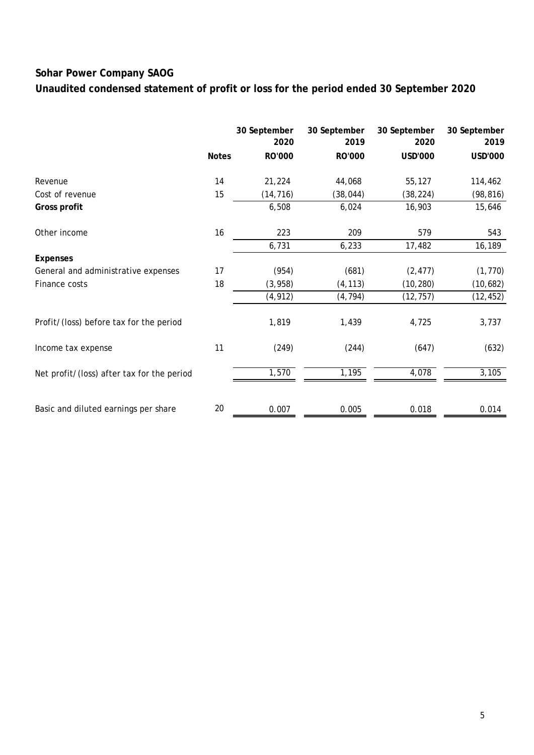# Sohar Power Company SAOG

## Unaudited condensed statement of profit or loss for the period ended 30 September 2020

| | Notes | 30 September 2020 RO'000 | 30 September 2019 RO'000 | 30 September 2020 USD'000 | 30 September 2019 USD'000 |
|---|---|---|---|---|---|
| Revenue | 14 | 21,224 | 44,068 | 55,127 | 114,462 |
| Cost of revenue | 15 | (14,716) | (38,044) | (38,224) | (98,816) |
| **Gross profit** | | 6,508 | 6,024 | 16,903 | 15,646 |
| Other income | 16 | 223 | 209 | 579 | 543 |
| | | 6,731 | 6,233 | 17,482 | 16,189 |
| **Expenses** | | | | | |
| General and administrative expenses | 17 | (954) | (681) | (2,477) | (1,770) |
| Finance costs | 18 | (3,958) | (4,113) | (10,280) | (10,682) |
| | | (4,912) | (4,794) | (12,757) | (12,452) |
| Profit/(loss) before tax for the period | | 1,819 | 1,439 | 4,725 | 3,737 |
| Income tax expense | 11 | (249) | (244) | (647) | (632) |
| Net profit/(loss) after tax for the period | | 1,570 | 1,195 | 4,078 | 3,105 |
| Basic and diluted earnings per share | 20 | 0.007 | 0.005 | 0.018 | 0.014 |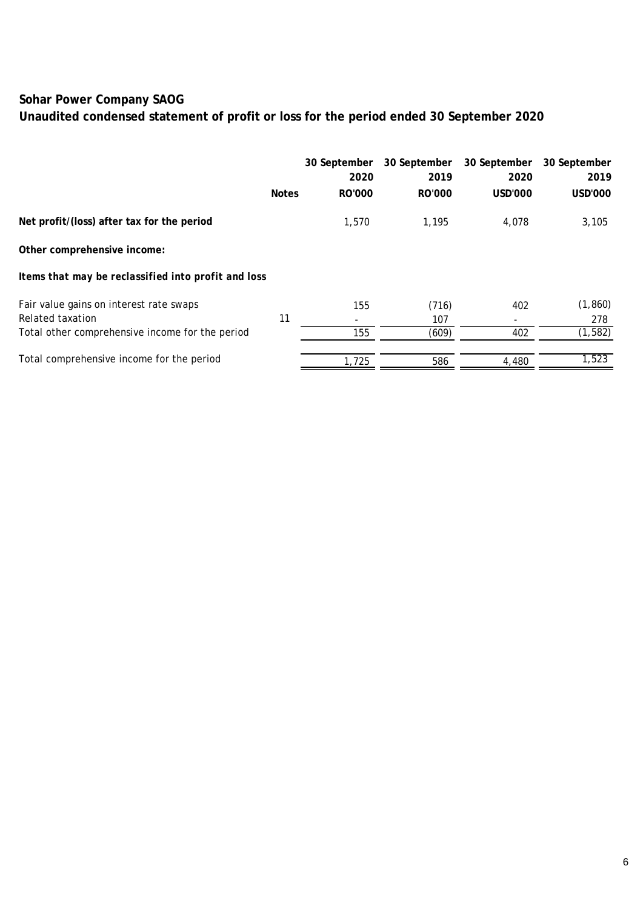# Sohar Power Company SAOG
## Unaudited condensed statement of profit or loss for the period ended 30 September 2020

| | Notes | 30 September 2020 RO'000 | 30 September 2019 RO'000 | 30 September 2020 USD'000 | 30 September 2019 USD'000 |
|---|---|---|---|---|---|
| **Net profit/(loss) after tax for the period** | | 1,570 | 1,195 | 4,078 | 3,105 |
| **Other comprehensive income:** | | | | | |
| ***Items that may be reclassified into profit and loss*** | | | | | |
| Fair value gains on interest rate swaps | | 155 | (716) | 402 | (1,860) |
| Related taxation | 11 | - | 107 | - | 278 |
| Total other comprehensive income for the period | | 155 | (609) | 402 | (1,582) |
| Total comprehensive income for the period | | 1,725 | 586 | 4,480 | 1,523 |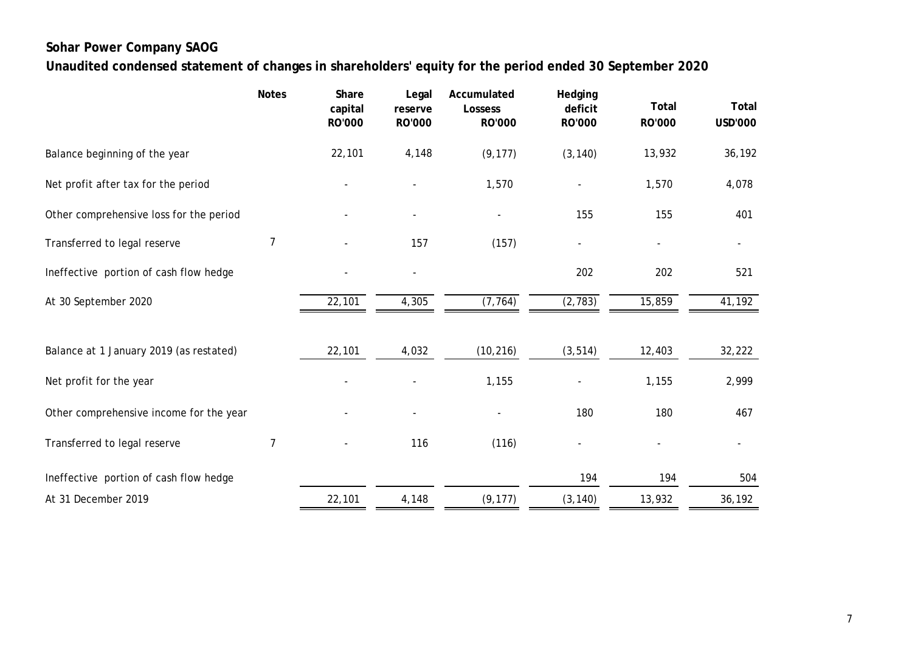**Sohar Power Company SAOG**

**Unaudited condensed statement of changes in shareholders' equity for the period ended 30 September 2020**

| | Notes | Share capital RO'000 | Legal reserve RO'000 | Accumulated Lossess RO'000 | Hedging deficit RO'000 | Total RO'000 | Total USD'000 |
|---|---|---|---|---|---|---|---|
| Balance beginning of the year | | 22,101 | 4,148 | (9,177) | (3,140) | 13,932 | 36,192 |
| Net profit after tax for the period | | - | - | 1,570 | - | 1,570 | 4,078 |
| Other comprehensive loss for the period | | - | - | - | 155 | 155 | 401 |
| Transferred to legal reserve | 7 | - | 157 | (157) | - | - | - |
| Ineffective portion of cash flow hedge | | - | - | | 202 | 202 | 521 |
| At 30 September 2020 | | 22,101 | 4,305 | (7,764) | (2,783) | 15,859 | 41,192 |
| | | | | | | | |
| Balance at 1 January 2019 (as restated) | | 22,101 | 4,032 | (10,216) | (3,514) | 12,403 | 32,222 |
| Net profit for the year | | - | - | 1,155 | - | 1,155 | 2,999 |
| Other comprehensive income for the year | | - | - | - | 180 | 180 | 467 |
| Transferred to legal reserve | 7 | - | 116 | (116) | - | - | - |
| Ineffective portion of cash flow hedge | | | | | 194 | 194 | 504 |
| At 31 December 2019 | | 22,101 | 4,148 | (9,177) | (3,140) | 13,932 | 36,192 |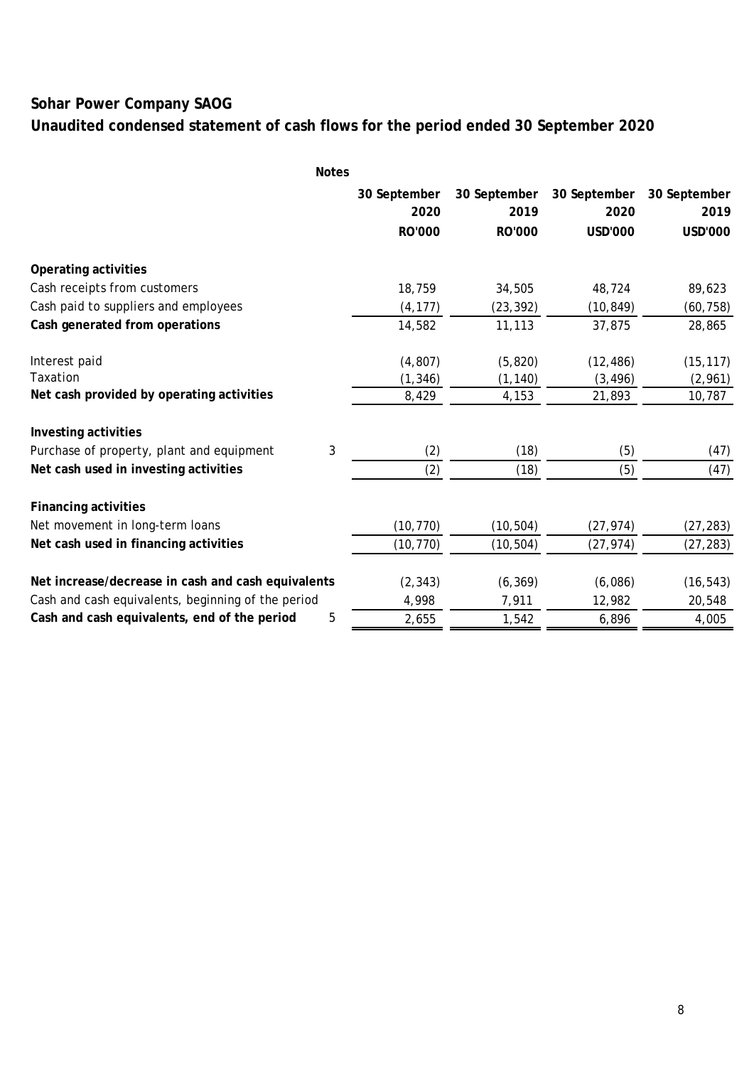# Sohar Power Company SAOG

## Unaudited condensed statement of cash flows for the period ended 30 September 2020

| | Notes | 30 September 2020 RO'000 | 30 September 2019 RO'000 | 30 September 2020 USD'000 | 30 September 2019 USD'000 |
|---|---|---|---|---|---|
| **Operating activities** | | | | | |
| Cash receipts from customers | | 18,759 | 34,505 | 48,724 | 89,623 |
| Cash paid to suppliers and employees | | (4,177) | (23,392) | (10,849) | (60,758) |
| **Cash generated from operations** | | 14,582 | 11,113 | 37,875 | 28,865 |
| Interest paid | | (4,807) | (5,820) | (12,486) | (15,117) |
| Taxation | | (1,346) | (1,140) | (3,496) | (2,961) |
| **Net cash provided by operating activities** | | 8,429 | 4,153 | 21,893 | 10,787 |
| **Investing activities** | | | | | |
| Purchase of property, plant and equipment | 3 | (2) | (18) | (5) | (47) |
| **Net cash used in investing activities** | | (2) | (18) | (5) | (47) |
| **Financing activities** | | | | | |
| Net movement in long-term loans | | (10,770) | (10,504) | (27,974) | (27,283) |
| **Net cash used in financing activities** | | (10,770) | (10,504) | (27,974) | (27,283) |
| **Net increase/decrease in cash and cash equivalents** | | (2,343) | (6,369) | (6,086) | (16,543) |
| Cash and cash equivalents, beginning of the period | | 4,998 | 7,911 | 12,982 | 20,548 |
| **Cash and cash equivalents, end of the period** | 5 | 2,655 | 1,542 | 6,896 | 4,005 |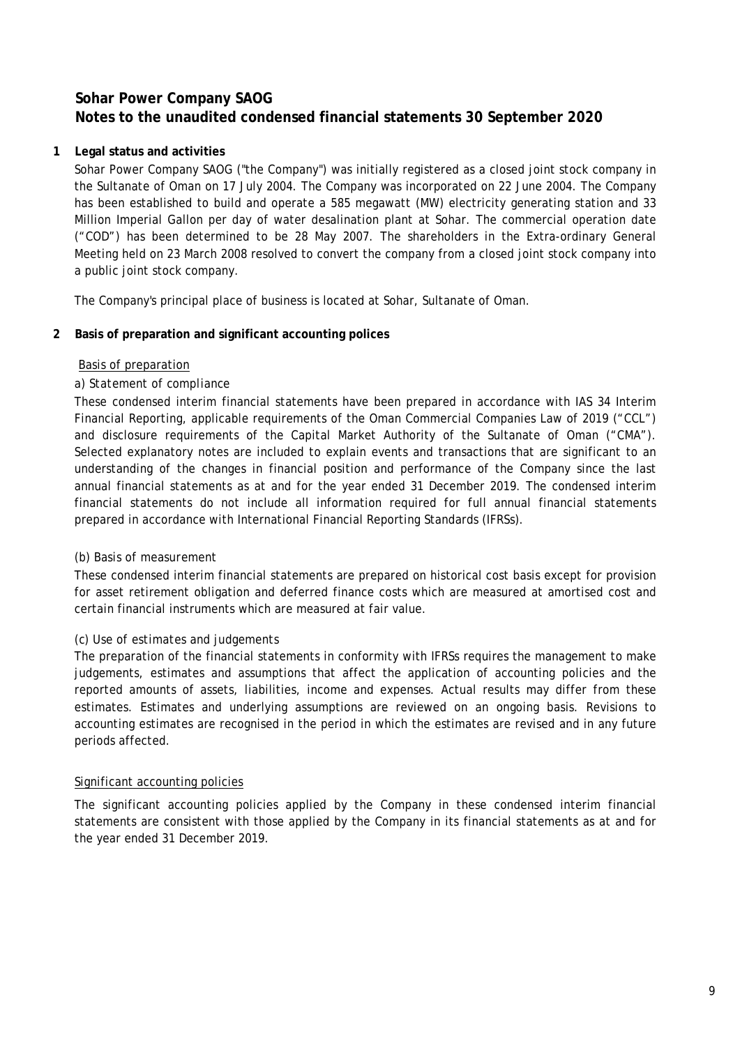# Sohar Power Company SAOG
## Notes to the unaudited condensed financial statements 30 September 2020

### 1 Legal status and activities

Sohar Power Company SAOG ("the Company") was initially registered as a closed joint stock company in the Sultanate of Oman on 17 July 2004. The Company was incorporated on 22 June 2004. The Company has been established to build and operate a 585 megawatt (MW) electricity generating station and 33 Million Imperial Gallon per day of water desalination plant at Sohar. The commercial operation date ("COD") has been determined to be 28 May 2007. The shareholders in the Extra-ordinary General Meeting held on 23 March 2008 resolved to convert the company from a closed joint stock company into a public joint stock company.

The Company's principal place of business is located at Sohar, Sultanate of Oman.

### 2 Basis of preparation and significant accounting polices

Basis of preparation

*a) Statement of compliance*

These condensed interim financial statements have been prepared in accordance with IAS 34 Interim Financial Reporting, applicable requirements of the Oman Commercial Companies Law of 2019 ("CCL") and disclosure requirements of the Capital Market Authority of the Sultanate of Oman ("CMA"). Selected explanatory notes are included to explain events and transactions that are significant to an understanding of the changes in financial position and performance of the Company since the last annual financial statements as at and for the year ended 31 December 2019. The condensed interim financial statements do not include all information required for full annual financial statements prepared in accordance with International Financial Reporting Standards (IFRSs).

*(b) Basis of measurement*

These condensed interim financial statements are prepared on historical cost basis except for provision for asset retirement obligation and deferred finance costs which are measured at amortised cost and certain financial instruments which are measured at fair value.

*(c) Use of estimates and judgements*

The preparation of the financial statements in conformity with IFRSs requires the management to make judgements, estimates and assumptions that affect the application of accounting policies and the reported amounts of assets, liabilities, income and expenses. Actual results may differ from these estimates. Estimates and underlying assumptions are reviewed on an ongoing basis. Revisions to accounting estimates are recognised in the period in which the estimates are revised and in any future periods affected.

Significant accounting policies

The significant accounting policies applied by the Company in these condensed interim financial statements are consistent with those applied by the Company in its financial statements as at and for the year ended 31 December 2019.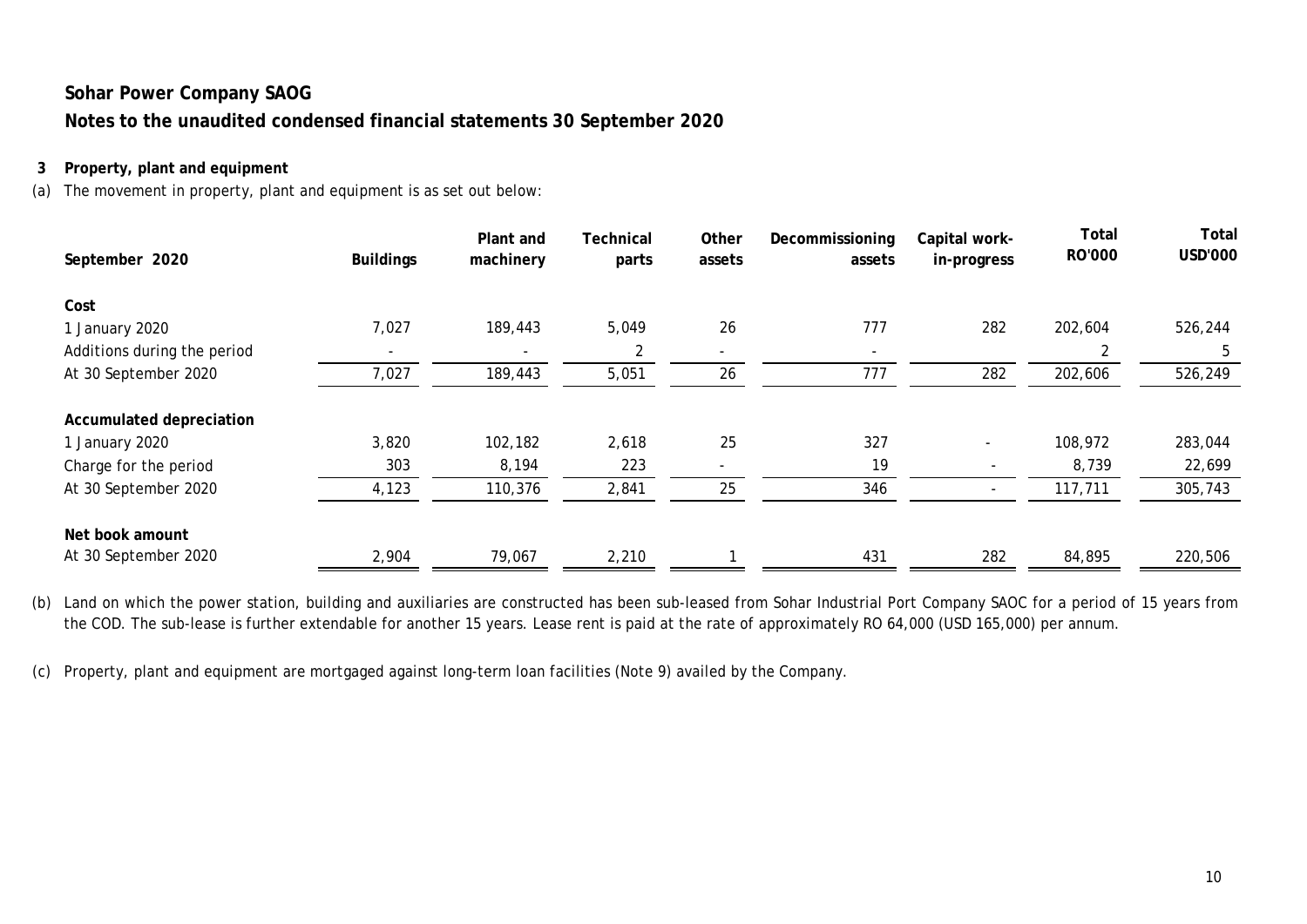**Sohar Power Company SAOG**

**Notes to the unaudited condensed financial statements 30 September 2020**

**3 Property, plant and equipment**

(a) The movement in property, plant and equipment is as set out below:

| September 2020 | Buildings | Plant and machinery | Technical parts | Other assets | Decommissioning assets | Capital work-in-progress | Total RO'000 | Total USD'000 |
|---|---|---|---|---|---|---|---|---|
| **Cost** | | | | | | | | |
| 1 January 2020 | 7,027 | 189,443 | 5,049 | 26 | 777 | 282 | 202,604 | 526,244 |
| Additions during the period | - | - | 2 | - | - | | 2 | 5 |
| At 30 September 2020 | 7,027 | 189,443 | 5,051 | 26 | 777 | 282 | 202,606 | 526,249 |
| **Accumulated depreciation** | | | | | | | | |
| 1 January 2020 | 3,820 | 102,182 | 2,618 | 25 | 327 | - | 108,972 | 283,044 |
| Charge for the period | 303 | 8,194 | 223 | - | 19 | - | 8,739 | 22,699 |
| At 30 September 2020 | 4,123 | 110,376 | 2,841 | 25 | 346 | - | 117,711 | 305,743 |
| **Net book amount** | | | | | | | | |
| At 30 September 2020 | 2,904 | 79,067 | 2,210 | 1 | 431 | 282 | 84,895 | 220,506 |

(b) Land on which the power station, building and auxiliaries are constructed has been sub-leased from Sohar Industrial Port Company SAOC for a period of 15 years from the COD. The sub-lease is further extendable for another 15 years. Lease rent is paid at the rate of approximately RO 64,000 (USD 165,000) per annum.

(c) Property, plant and equipment are mortgaged against long-term loan facilities (Note 9) availed by the Company.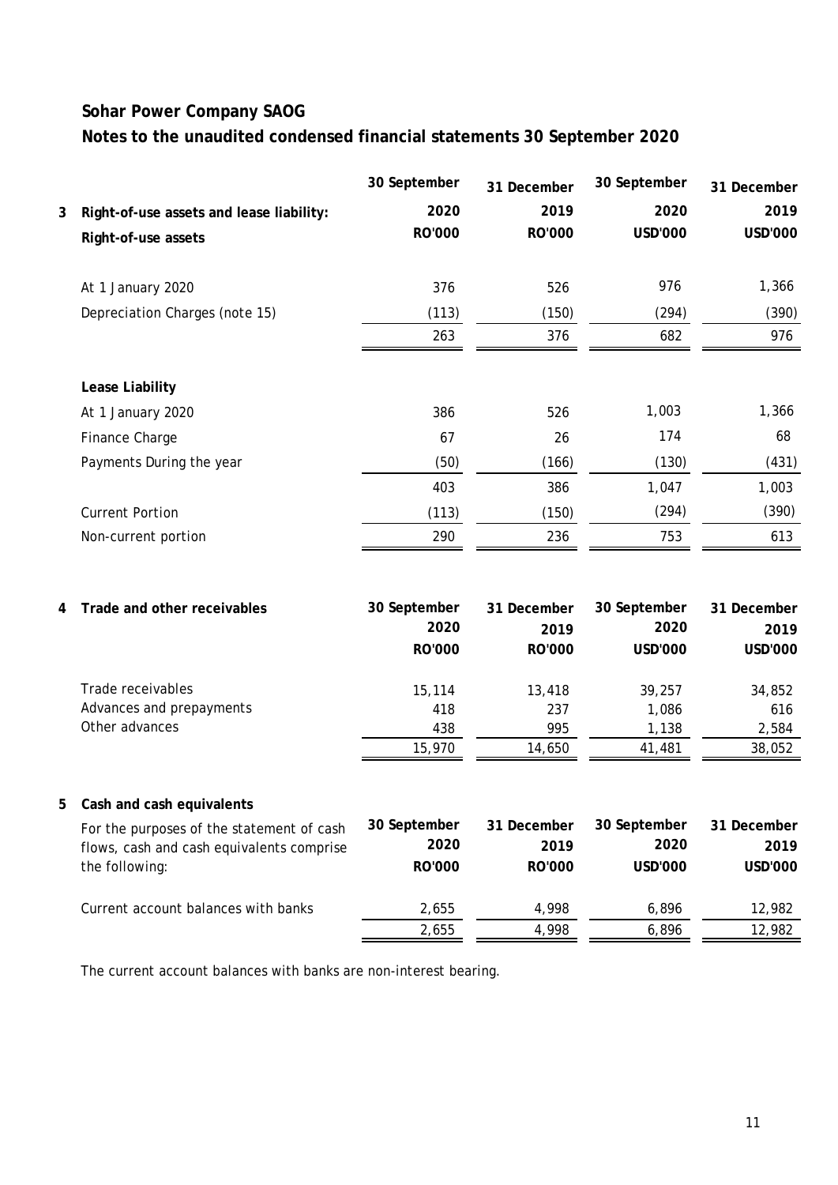# Sohar Power Company SAOG

## Notes to the unaudited condensed financial statements 30 September 2020

**3 Right-of-use assets and lease liability:**

| **Right-of-use assets** | **30 September 2020 RO'000** | **31 December 2019 RO'000** | **30 September 2020 USD'000** | **31 December 2019 USD'000** |
|---|---|---|---|---|
| At 1 January 2020 | 376 | 526 | 976 | 1,366 |
| Depreciation Charges (note 15) | (113) | (150) | (294) | (390) |
| | 263 | 376 | 682 | 976 |
| **Lease Liability** | | | | |
| At 1 January 2020 | 386 | 526 | 1,003 | 1,366 |
| Finance Charge | 67 | 26 | 174 | 68 |
| Payments During the year | (50) | (166) | (130) | (431) |
| | 403 | 386 | 1,047 | 1,003 |
| Current Portion | (113) | (150) | (294) | (390) |
| Non-current portion | 290 | 236 | 753 | 613 |

**4 Trade and other receivables**

| | **30 September 2020 RO'000** | **31 December 2019 RO'000** | **30 September 2020 USD'000** | **31 December 2019 USD'000** |
|---|---|---|---|---|
| Trade receivables | 15,114 | 13,418 | 39,257 | 34,852 |
| Advances and prepayments | 418 | 237 | 1,086 | 616 |
| Other advances | 438 | 995 | 1,138 | 2,584 |
| | 15,970 | 14,650 | 41,481 | 38,052 |

**5 Cash and cash equivalents**

| For the purposes of the statement of cash flows, cash and cash equivalents comprise the following: | **30 September 2020 RO'000** | **31 December 2019 RO'000** | **30 September 2020 USD'000** | **31 December 2019 USD'000** |
|---|---|---|---|---|
| Current account balances with banks | 2,655 | 4,998 | 6,896 | 12,982 |
| | 2,655 | 4,998 | 6,896 | 12,982 |

The current account balances with banks are non-interest bearing.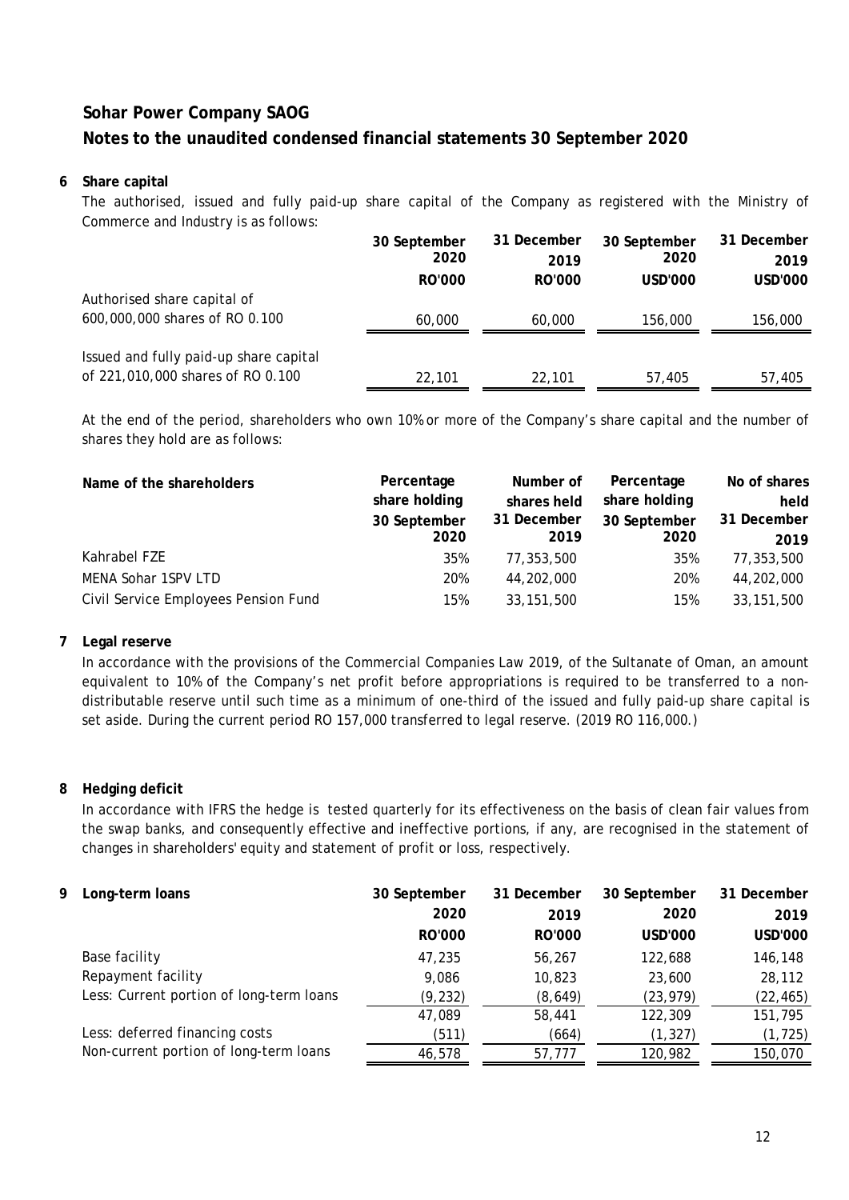# Sohar Power Company SAOG

## Notes to the unaudited condensed financial statements 30 September 2020

### 6 Share capital

The authorised, issued and fully paid-up share capital of the Company as registered with the Ministry of Commerce and Industry is as follows:

| | 30 September 2020 RO'000 | 31 December 2019 RO'000 | 30 September 2020 USD'000 | 31 December 2019 USD'000 |
|---|---|---|---|---|
| Authorised share capital of 600,000,000 shares of RO 0.100 | 60,000 | 60,000 | 156,000 | 156,000 |
| Issued and fully paid-up share capital of 221,010,000 shares of RO 0.100 | 22,101 | 22,101 | 57,405 | 57,405 |

At the end of the period, shareholders who own 10% or more of the Company's share capital and the number of shares they hold are as follows:

| Name of the shareholders | Percentage share holding 30 September 2020 | Number of shares held 31 December 2019 | Percentage share holding 30 September 2020 | No of shares held 31 December 2019 |
|---|---|---|---|---|
| Kahrabel FZE | 35% | 77,353,500 | 35% | 77,353,500 |
| MENA Sohar 1SPV LTD | 20% | 44,202,000 | 20% | 44,202,000 |
| Civil Service Employees Pension Fund | 15% | 33,151,500 | 15% | 33,151,500 |

### 7 Legal reserve

In accordance with the provisions of the Commercial Companies Law 2019, of the Sultanate of Oman, an amount equivalent to 10% of the Company's net profit before appropriations is required to be transferred to a non-distributable reserve until such time as a minimum of one-third of the issued and fully paid-up share capital is set aside. During the current period RO 157,000 transferred to legal reserve. (2019 RO 116,000.)

### 8 Hedging deficit

In accordance with IFRS the hedge is tested quarterly for its effectiveness on the basis of clean fair values from the swap banks, and consequently effective and ineffective portions, if any, are recognised in the statement of changes in shareholders' equity and statement of profit or loss, respectively.

### 9 Long-term loans

| | 30 September 2020 RO'000 | 31 December 2019 RO'000 | 30 September 2020 USD'000 | 31 December 2019 USD'000 |
|---|---|---|---|---|
| Base facility | 47,235 | 56,267 | 122,688 | 146,148 |
| Repayment facility | 9,086 | 10,823 | 23,600 | 28,112 |
| Less: Current portion of long-term loans | (9,232) | (8,649) | (23,979) | (22,465) |
| | 47,089 | 58,441 | 122,309 | 151,795 |
| Less: deferred financing costs | (511) | (664) | (1,327) | (1,725) |
| Non-current portion of long-term loans | 46,578 | 57,777 | 120,982 | 150,070 |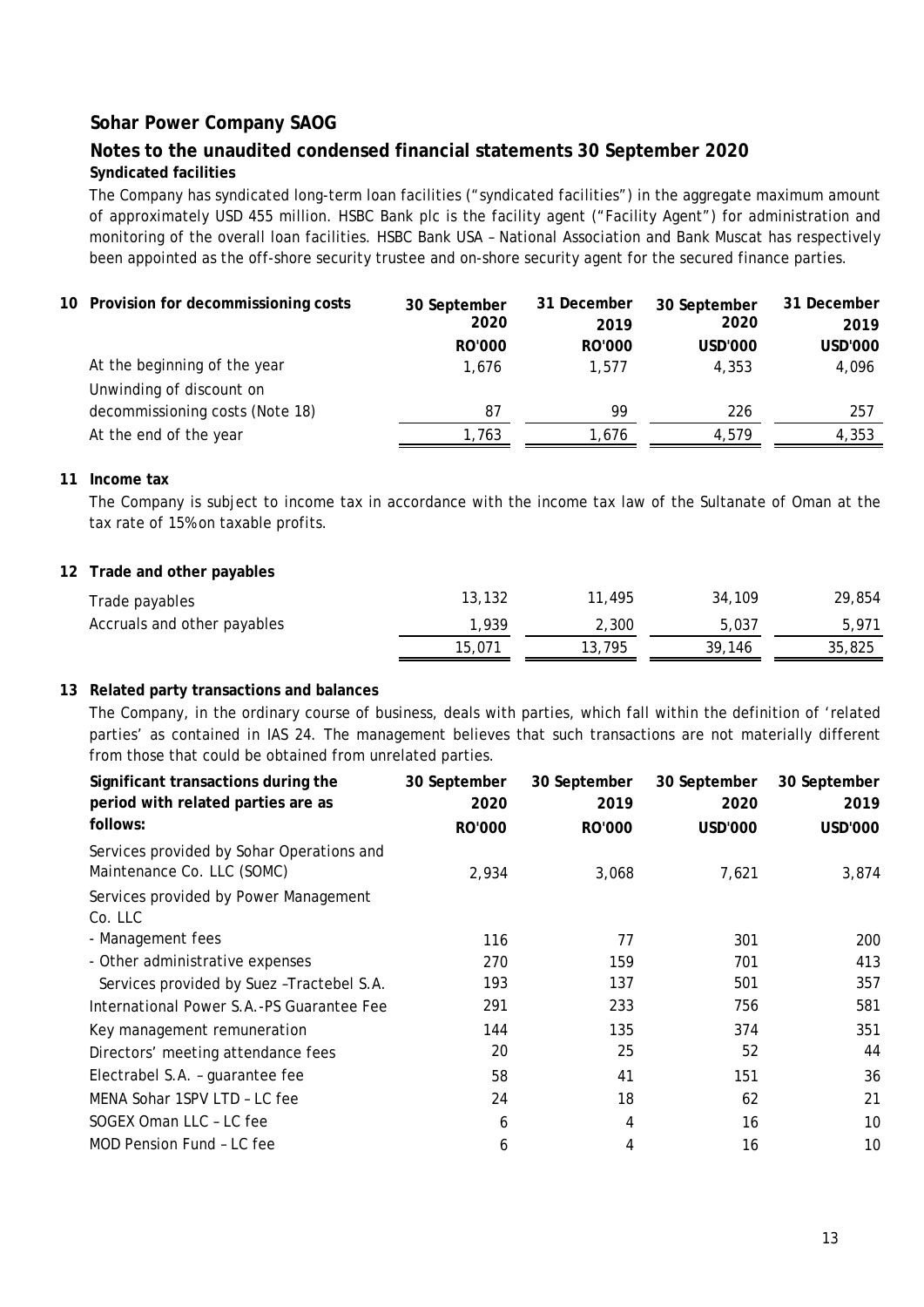## Sohar Power Company SAOG

## Notes to the unaudited condensed financial statements 30 September 2020

**Syndicated facilities**

The Company has syndicated long-term loan facilities ("syndicated facilities") in the aggregate maximum amount of approximately USD 455 million. HSBC Bank plc is the facility agent ("Facility Agent") for administration and monitoring of the overall loan facilities. HSBC Bank USA – National Association and Bank Muscat has respectively been appointed as the off-shore security trustee and on-shore security agent for the secured finance parties.

**10 Provision for decommissioning costs**

| | 30 September 2020 | 31 December 2019 | 30 September 2020 | 31 December 2019 |
|---|---|---|---|---|
| | RO'000 | RO'000 | USD'000 | USD'000 |
| At the beginning of the year | 1,676 | 1,577 | 4,353 | 4,096 |
| Unwinding of discount on decommissioning costs (Note 18) | 87 | 99 | 226 | 257 |
| At the end of the year | 1,763 | 1,676 | 4,579 | 4,353 |

**11 Income tax**

The Company is subject to income tax in accordance with the income tax law of the Sultanate of Oman at the tax rate of 15% on taxable profits.

**12 Trade and other payables**

| | 30 September 2020 | 31 December 2019 | 30 September 2020 | 31 December 2019 |
|---|---|---|---|---|
| | RO'000 | RO'000 | USD'000 | USD'000 |
| Trade payables | 13,132 | 11,495 | 34,109 | 29,854 |
| Accruals and other payables | 1,939 | 2,300 | 5,037 | 5,971 |
| | 15,071 | 13,795 | 39,146 | 35,825 |

**13 Related party transactions and balances**

The Company, in the ordinary course of business, deals with parties, which fall within the definition of 'related parties' as contained in IAS 24. The management believes that such transactions are not materially different from those that could be obtained from unrelated parties.

| **Significant transactions during the period with related parties are as follows:** | 30 September 2020 | 30 September 2019 | 30 September 2020 | 30 September 2019 |
|---|---|---|---|---|
| | RO'000 | RO'000 | USD'000 | USD'000 |
| Services provided by Sohar Operations and Maintenance Co. LLC (SOMC) | 2,934 | 3,068 | 7,621 | 3,874 |
| Services provided by Power Management Co. LLC | | | | |
| - Management fees | 116 | 77 | 301 | 200 |
| - Other administrative expenses | 270 | 159 | 701 | 413 |
| Services provided by Suez –Tractebel S.A. | 193 | 137 | 501 | 357 |
| International Power S.A.-PS Guarantee Fee | 291 | 233 | 756 | 581 |
| Key management remuneration | 144 | 135 | 374 | 351 |
| Directors' meeting attendance fees | 20 | 25 | 52 | 44 |
| Electrabel S.A. – guarantee fee | 58 | 41 | 151 | 36 |
| MENA Sohar 1SPV LTD – LC fee | 24 | 18 | 62 | 21 |
| SOGEX Oman LLC – LC fee | 6 | 4 | 16 | 10 |
| MOD Pension Fund – LC fee | 6 | 4 | 16 | 10 |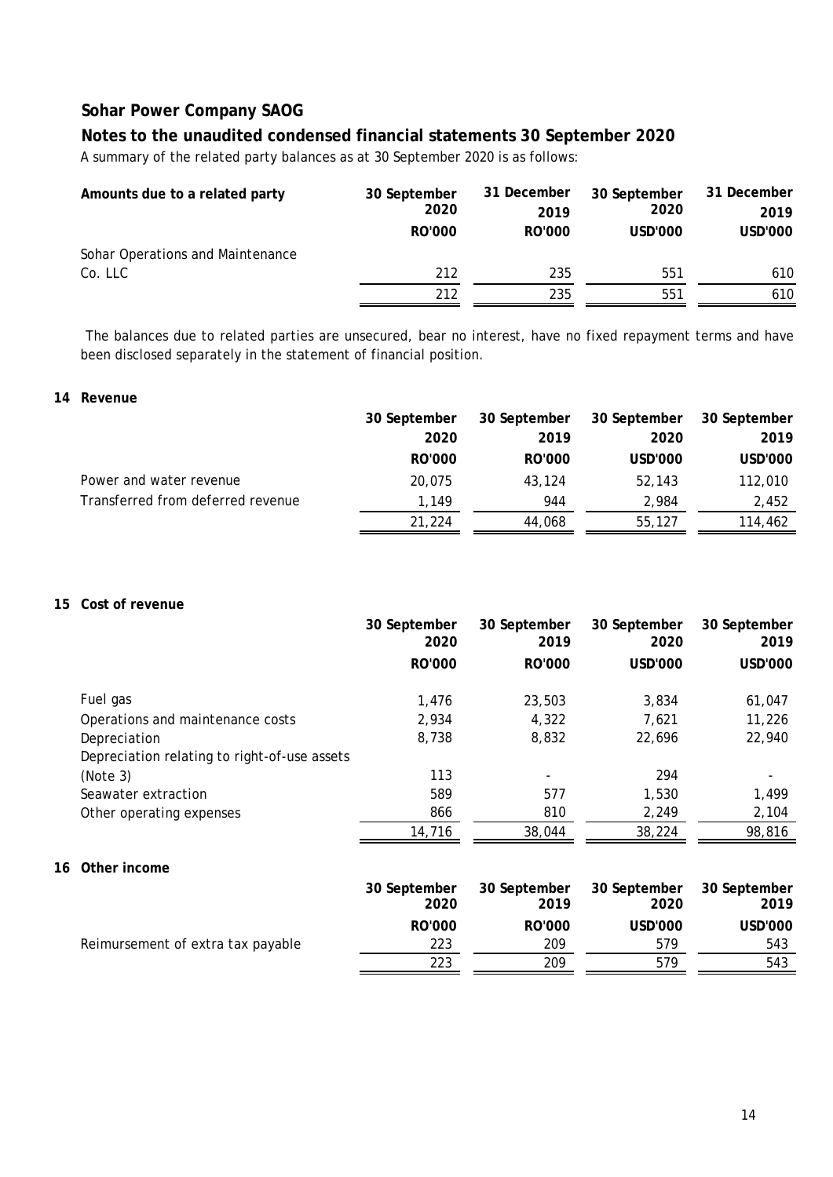## Sohar Power Company SAOG

## Notes to the unaudited condensed financial statements 30 September 2020

A summary of the related party balances as at 30 September 2020 is as follows:

| Amounts due to a related party | 30 September 2020 | 31 December 2019 | 30 September 2020 | 31 December 2019 |
|---|---|---|---|---|
| | RO'000 | RO'000 | USD'000 | USD'000 |
| Sohar Operations and Maintenance Co. LLC | 212 | 235 | 551 | 610 |
| | 212 | 235 | 551 | 610 |

The balances due to related parties are unsecured, bear no interest, have no fixed repayment terms and have been disclosed separately in the statement of financial position.

### 14 Revenue

| | 30 September 2020 | 30 September 2019 | 30 September 2020 | 30 September 2019 |
|---|---|---|---|---|
| | RO'000 | RO'000 | USD'000 | USD'000 |
| Power and water revenue | 20,075 | 43,124 | 52,143 | 112,010 |
| Transferred from deferred revenue | 1,149 | 944 | 2,984 | 2,452 |
| | 21,224 | 44,068 | 55,127 | 114,462 |

### 15 Cost of revenue

| | 30 September 2020 | 30 September 2019 | 30 September 2020 | 30 September 2019 |
|---|---|---|---|---|
| | RO'000 | RO'000 | USD'000 | USD'000 |
| Fuel gas | 1,476 | 23,503 | 3,834 | 61,047 |
| Operations and maintenance costs | 2,934 | 4,322 | 7,621 | 11,226 |
| Depreciation | 8,738 | 8,832 | 22,696 | 22,940 |
| Depreciation relating to right-of-use assets (Note 3) | 113 | - | 294 | - |
| Seawater extraction | 589 | 577 | 1,530 | 1,499 |
| Other operating expenses | 866 | 810 | 2,249 | 2,104 |
| | 14,716 | 38,044 | 38,224 | 98,816 |

### 16 Other income

| | 30 September 2020 | 30 September 2019 | 30 September 2020 | 30 September 2019 |
|---|---|---|---|---|
| | RO'000 | RO'000 | USD'000 | USD'000 |
| Reimursement of extra tax payable | 223 | 209 | 579 | 543 |
| | 223 | 209 | 579 | 543 |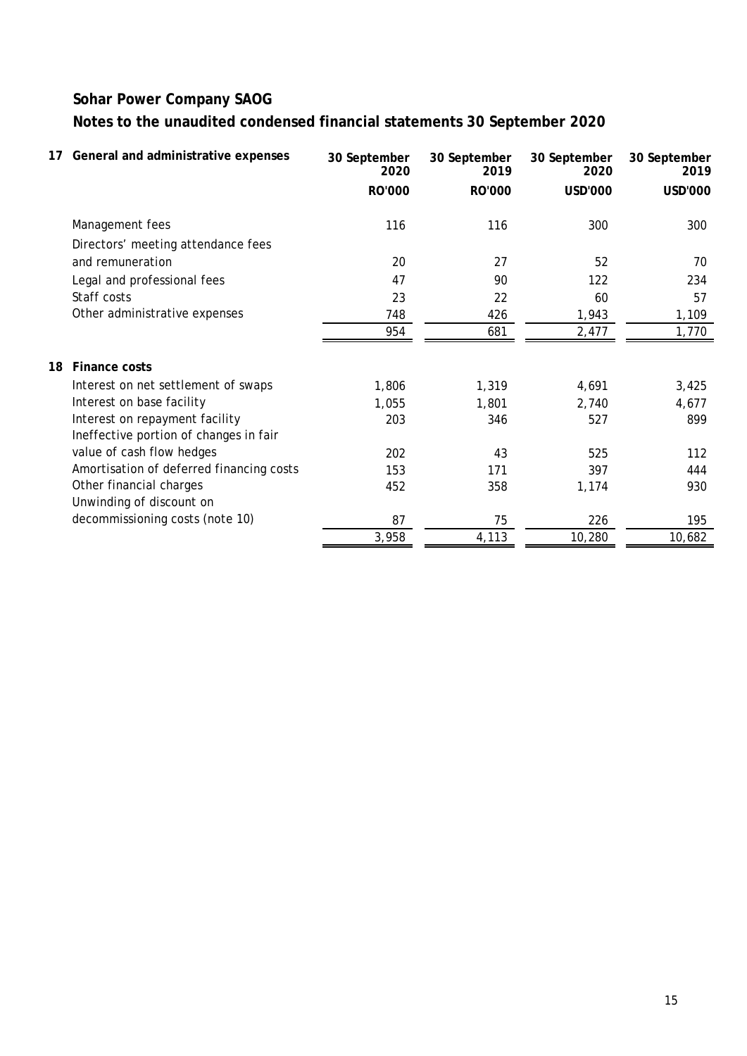## Sohar Power Company SAOG

## Notes to the unaudited condensed financial statements 30 September 2020

### 17 General and administrative expenses

| | 30 September 2020 | 30 September 2019 | 30 September 2020 | 30 September 2019 |
|---|---|---|---|---|
| | RO'000 | RO'000 | USD'000 | USD'000 |
| Management fees | 116 | 116 | 300 | 300 |
| Directors' meeting attendance fees and remuneration | 20 | 27 | 52 | 70 |
| Legal and professional fees | 47 | 90 | 122 | 234 |
| Staff costs | 23 | 22 | 60 | 57 |
| Other administrative expenses | 748 | 426 | 1,943 | 1,109 |
| | 954 | 681 | 2,477 | 1,770 |

### 18 Finance costs

| | 30 September 2020 | 30 September 2019 | 30 September 2020 | 30 September 2019 |
|---|---|---|---|---|
| | RO'000 | RO'000 | USD'000 | USD'000 |
| Interest on net settlement of swaps | 1,806 | 1,319 | 4,691 | 3,425 |
| Interest on base facility | 1,055 | 1,801 | 2,740 | 4,677 |
| Interest on repayment facility | 203 | 346 | 527 | 899 |
| Ineffective portion of changes in fair value of cash flow hedges | 202 | 43 | 525 | 112 |
| Amortisation of deferred financing costs | 153 | 171 | 397 | 444 |
| Other financial charges | 452 | 358 | 1,174 | 930 |
| Unwinding of discount on decommissioning costs (note 10) | 87 | 75 | 226 | 195 |
| | 3,958 | 4,113 | 10,280 | 10,682 |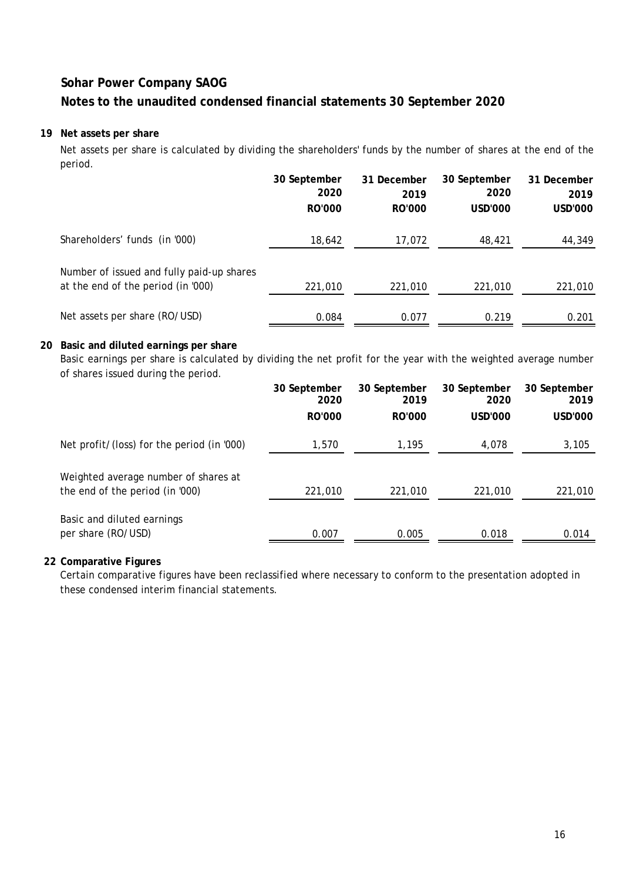# Sohar Power Company SAOG

## Notes to the unaudited condensed financial statements 30 September 2020

### 19 Net assets per share

Net assets per share is calculated by dividing the shareholders' funds by the number of shares at the end of the period.

| | 30 September 2020 RO'000 | 31 December 2019 RO'000 | 30 September 2020 USD'000 | 31 December 2019 USD'000 |
|---|---|---|---|---|
| Shareholders' funds (in '000) | 18,642 | 17,072 | 48,421 | 44,349 |
| Number of issued and fully paid-up shares at the end of the period (in '000) | 221,010 | 221,010 | 221,010 | 221,010 |
| Net assets per share (RO/USD) | 0.084 | 0.077 | 0.219 | 0.201 |

### 20 Basic and diluted earnings per share

Basic earnings per share is calculated by dividing the net profit for the year with the weighted average number of shares issued during the period.

| | 30 September 2020 RO'000 | 30 September 2019 RO'000 | 30 September 2020 USD'000 | 30 September 2019 USD'000 |
|---|---|---|---|---|
| Net profit/(loss) for the period (in '000) | 1,570 | 1,195 | 4,078 | 3,105 |
| Weighted average number of shares at the end of the period (in '000) | 221,010 | 221,010 | 221,010 | 221,010 |
| Basic and diluted earnings per share (RO/USD) | 0.007 | 0.005 | 0.018 | 0.014 |

### 22 Comparative Figures

Certain comparative figures have been reclassified where necessary to conform to the presentation adopted in these condensed interim financial statements.